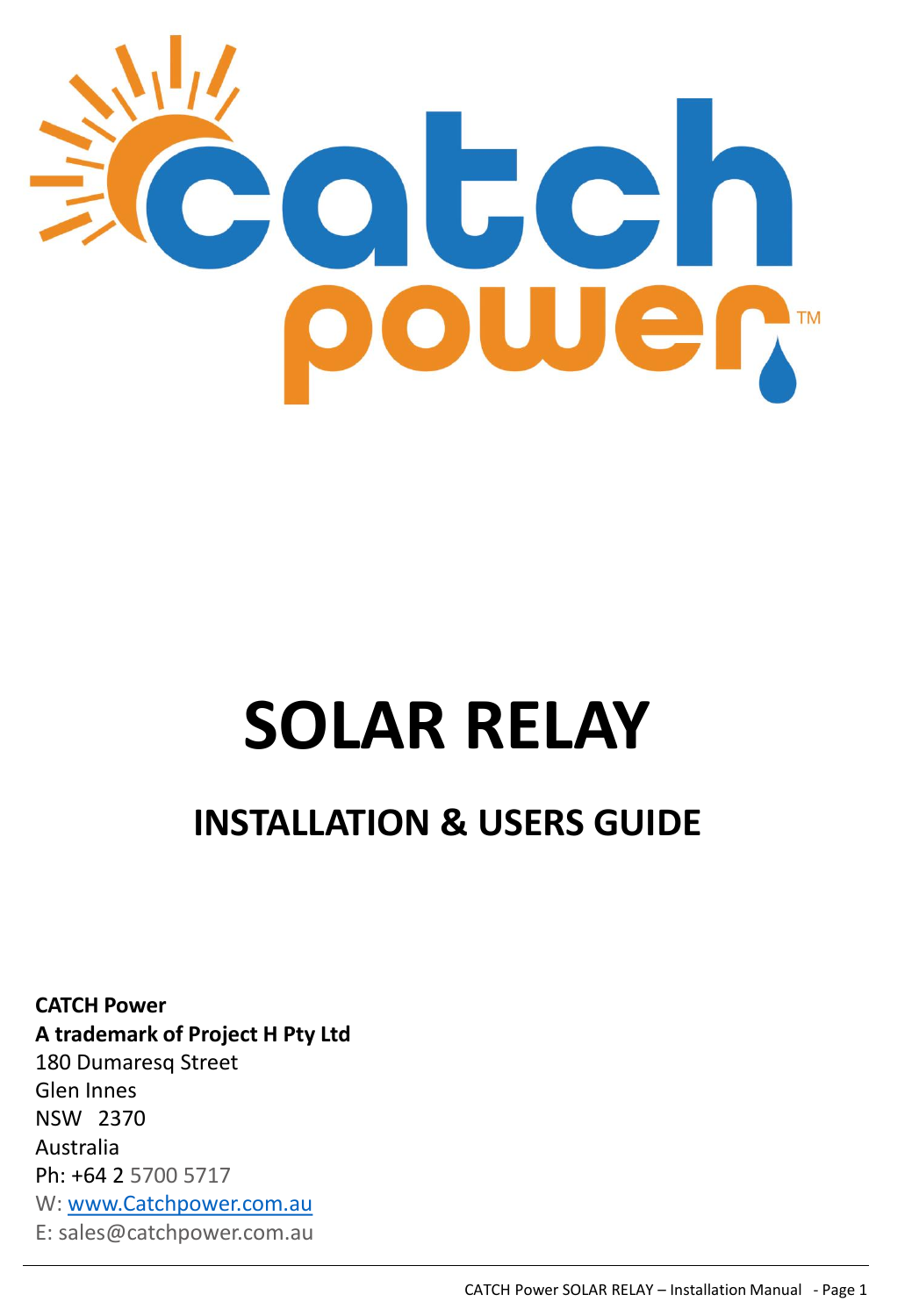# SOLAR RELAY

## INSTALLATION & USERS GUIDE

**CATCH Power**
**A trademark of Project H Pty Ltd**
180 Dumaresq Street
Glen Innes
NSW 2370
Australia
Ph: +64 2 5700 5717
W: www.Catchpower.com.au
E: sales@catchpower.com.au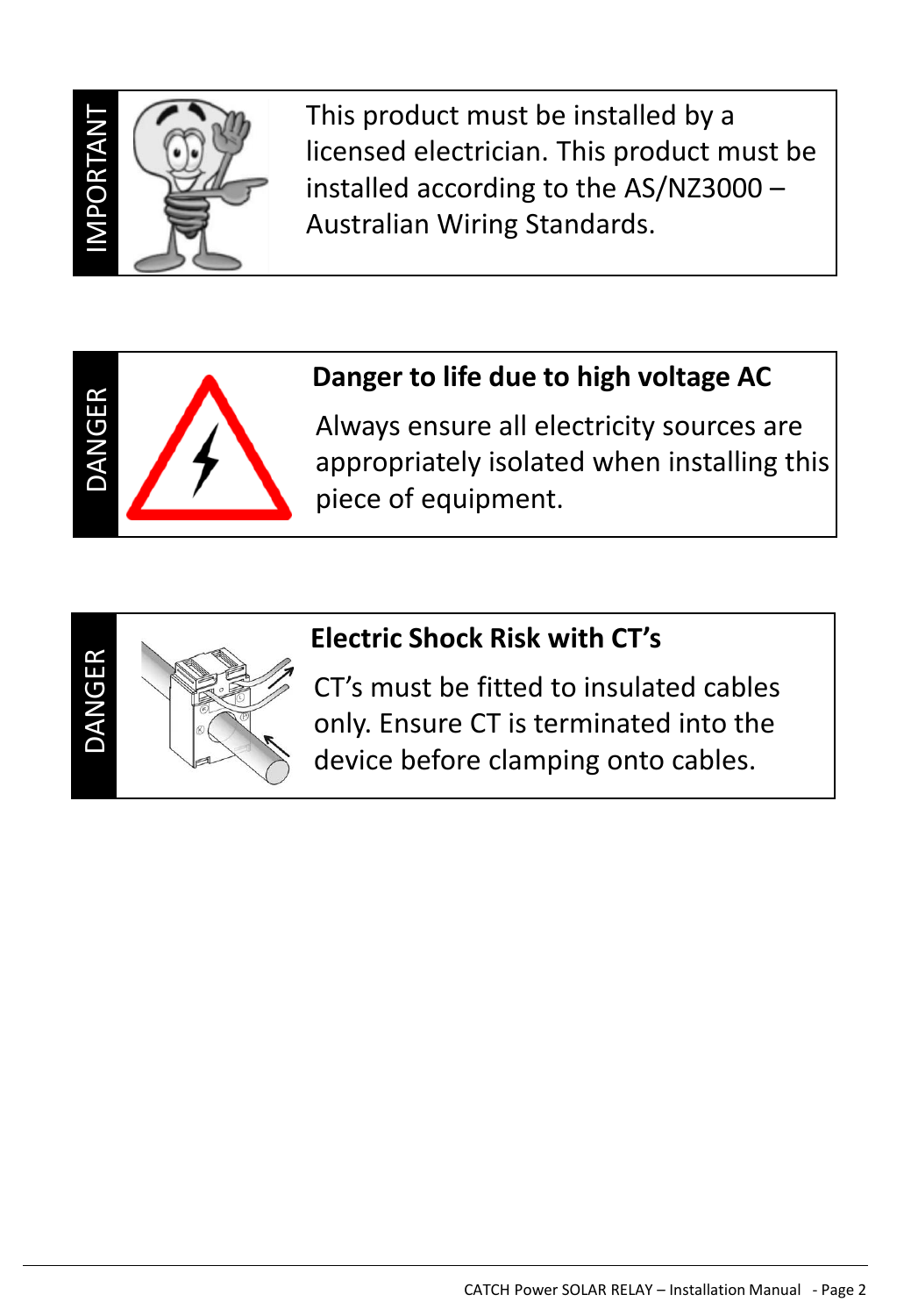**IMPORTANT**

This product must be installed by a licensed electrician. This product must be installed according to the AS/NZ3000 – Australian Wiring Standards.

**DANGER**

**Danger to life due to high voltage AC**

Always ensure all electricity sources are appropriately isolated when installing this piece of equipment.

**DANGER**

**Electric Shock Risk with CT's**

CT's must be fitted to insulated cables only. Ensure CT is terminated into the device before clamping onto cables.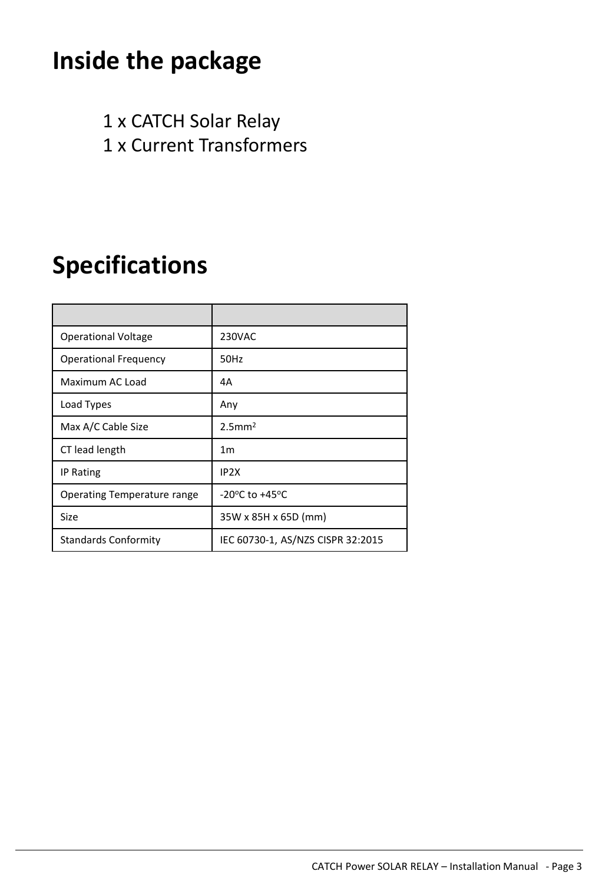# Inside the package

1 x CATCH Solar Relay
1 x Current Transformers

# Specifications

| | |
|---|---|
| Operational Voltage | 230VAC |
| Operational Frequency | 50Hz |
| Maximum AC Load | 4A |
| Load Types | Any |
| Max A/C Cable Size | 2.5mm$^2$ |
| CT lead length | 1m |
| IP Rating | IP2X |
| Operating Temperature range | -20$^o$C to +45$^o$C |
| Size | 35W x 85H x 65D (mm) |
| Standards Conformity | IEC 60730-1, AS/NZS CISPR 32:2015 |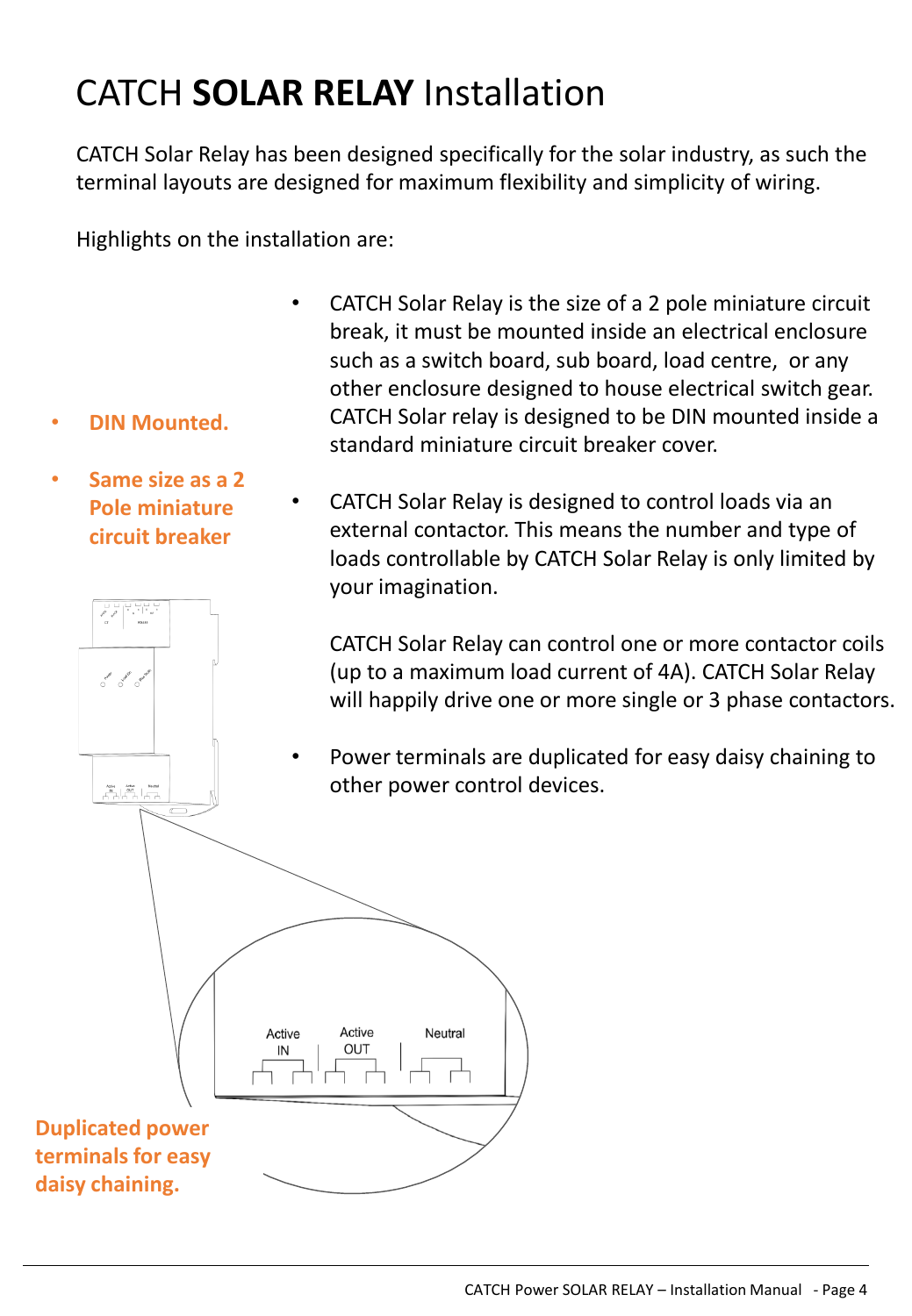# CATCH **SOLAR RELAY** Installation

CATCH Solar Relay has been designed specifically for the solar industry, as such the terminal layouts are designed for maximum flexibility and simplicity of wiring.

Highlights on the installation are:

- **DIN Mounted.**
- **Same size as a 2 Pole miniature circuit breaker**

- CATCH Solar Relay is the size of a 2 pole miniature circuit break, it must be mounted inside an electrical enclosure such as a switch board, sub board, load centre, or any other enclosure designed to house electrical switch gear. CATCH Solar relay is designed to be DIN mounted inside a standard miniature circuit breaker cover.

- CATCH Solar Relay is designed to control loads via an external contactor. This means the number and type of loads controllable by CATCH Solar Relay is only limited by your imagination.

  CATCH Solar Relay can control one or more contactor coils (up to a maximum load current of 4A). CATCH Solar Relay will happily drive one or more single or 3 phase contactors.

- Power terminals are duplicated for easy daisy chaining to other power control devices.

Active IN | Active OUT | Neutral

**Duplicated power terminals for easy daisy chaining.**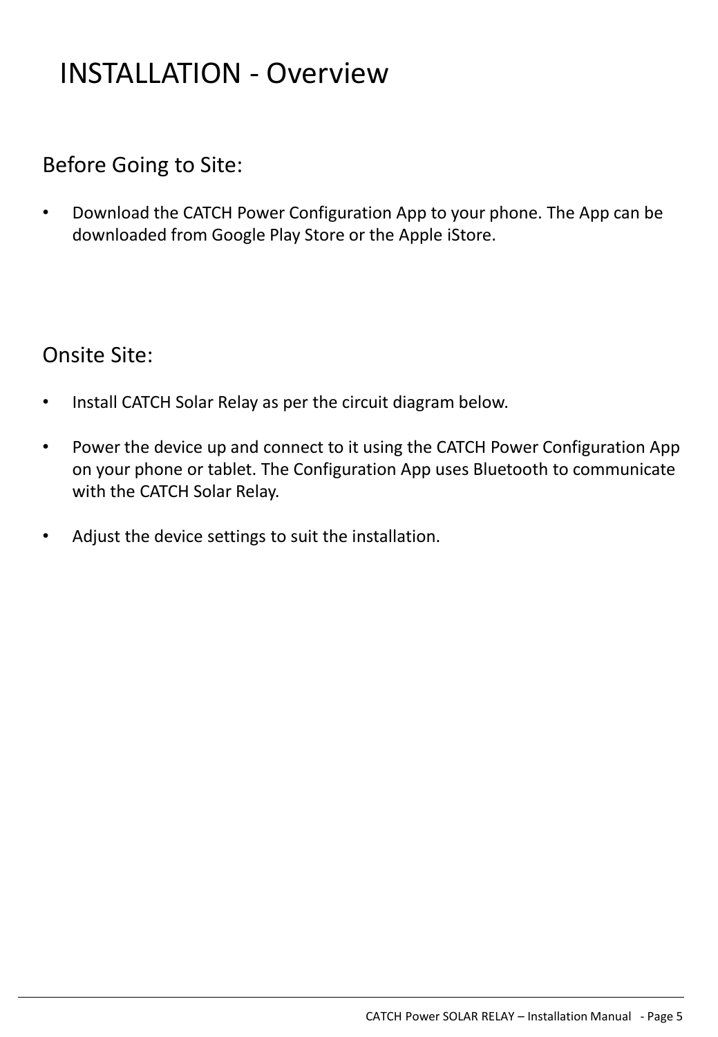# INSTALLATION - Overview

## Before Going to Site:

- Download the CATCH Power Configuration App to your phone. The App can be downloaded from Google Play Store or the Apple iStore.

## Onsite Site:

- Install CATCH Solar Relay as per the circuit diagram below.
- Power the device up and connect to it using the CATCH Power Configuration App on your phone or tablet. The Configuration App uses Bluetooth to communicate with the CATCH Solar Relay.
- Adjust the device settings to suit the installation.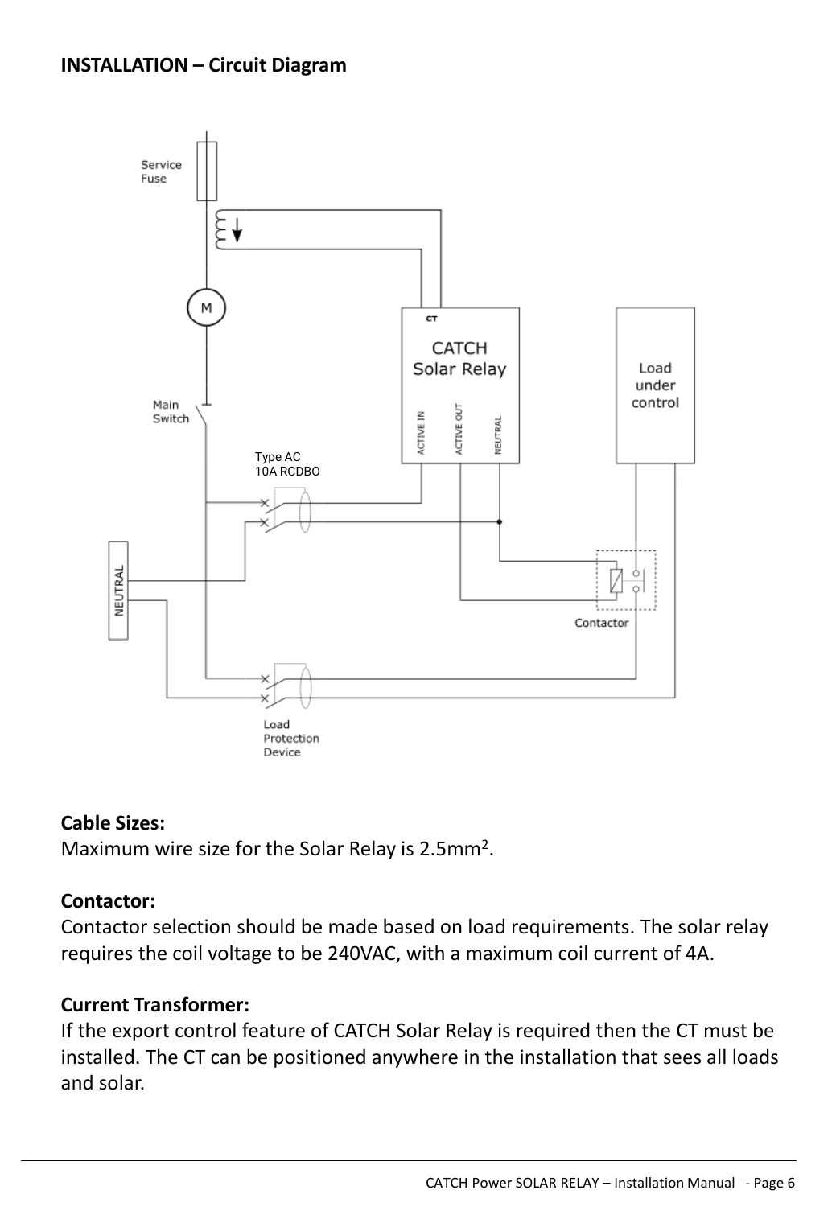**INSTALLATION – Circuit Diagram**

**Cable Sizes:**
Maximum wire size for the Solar Relay is 2.5mm².

**Contactor:**
Contactor selection should be made based on load requirements. The solar relay requires the coil voltage to be 240VAC, with a maximum coil current of 4A.

**Current Transformer:**
If the export control feature of CATCH Solar Relay is required then the CT must be installed. The CT can be positioned anywhere in the installation that sees all loads and solar.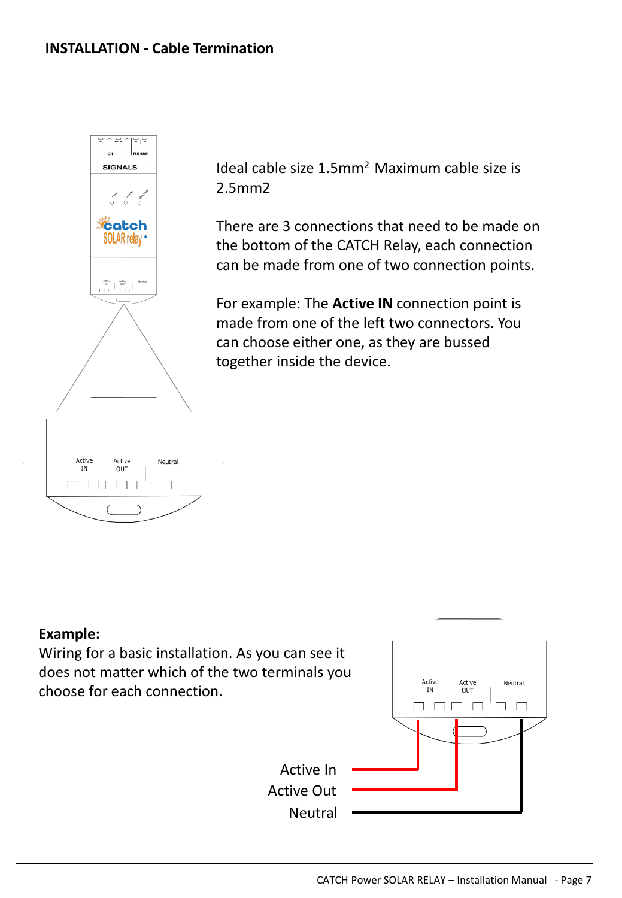## INSTALLATION - Cable Termination

Ideal cable size 1.5mm$^2$ Maximum cable size is 2.5mm2

There are 3 connections that need to be made on the bottom of the CATCH Relay, each connection can be made from one of two connection points.

For example: The **Active IN** connection point is made from one of the left two connectors. You can choose either one, as they are bussed together inside the device.

**Example:**
Wiring for a basic installation. As you can see it does not matter which of the two terminals you choose for each connection.

Active In
Active Out
Neutral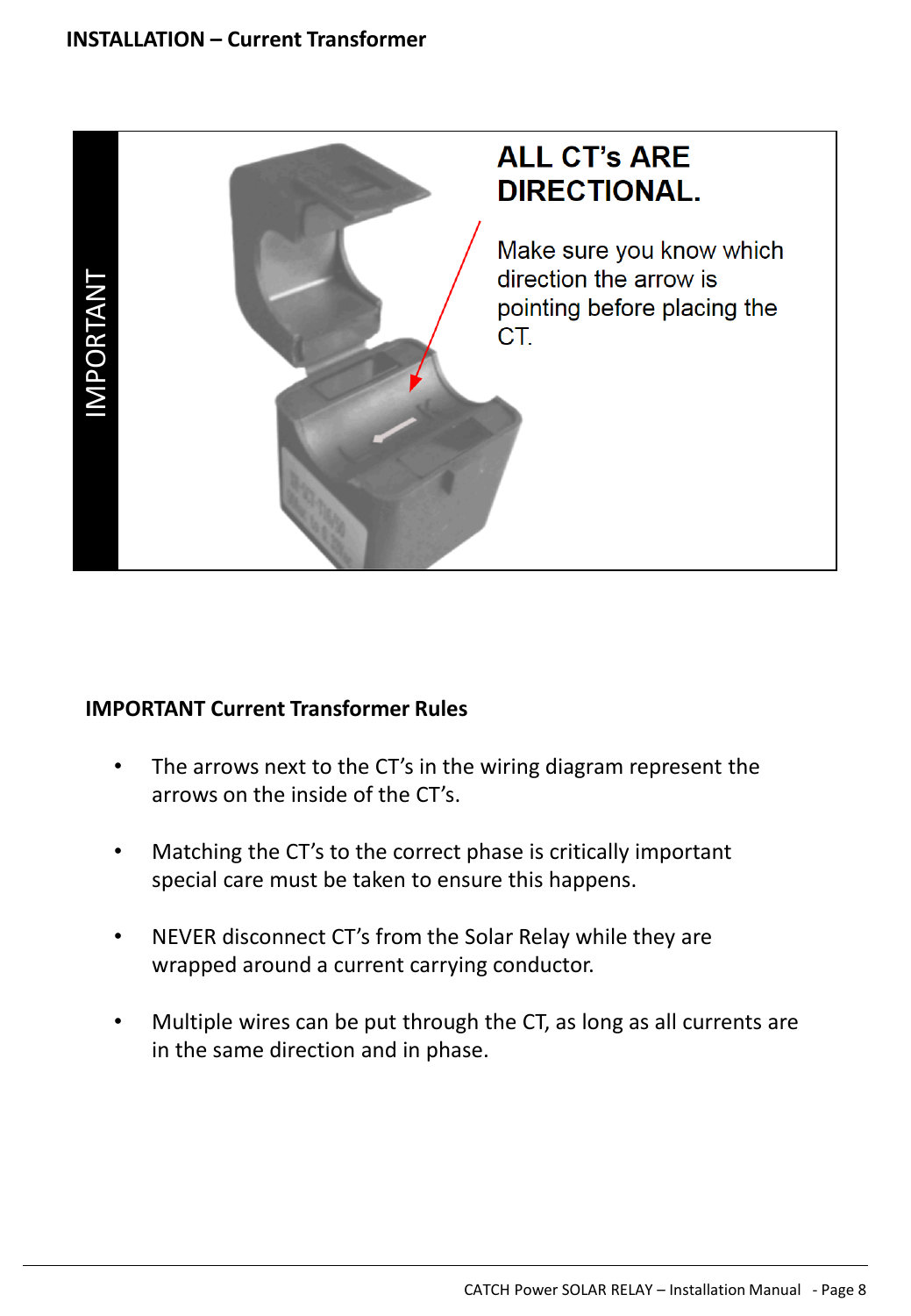## INSTALLATION – Current Transformer

IMPORTANT

**ALL CT's ARE DIRECTIONAL.**

Make sure you know which direction the arrow is pointing before placing the CT.

### IMPORTANT Current Transformer Rules

- The arrows next to the CT's in the wiring diagram represent the arrows on the inside of the CT's.
- Matching the CT's to the correct phase is critically important special care must be taken to ensure this happens.
- NEVER disconnect CT's from the Solar Relay while they are wrapped around a current carrying conductor.
- Multiple wires can be put through the CT, as long as all currents are in the same direction and in phase.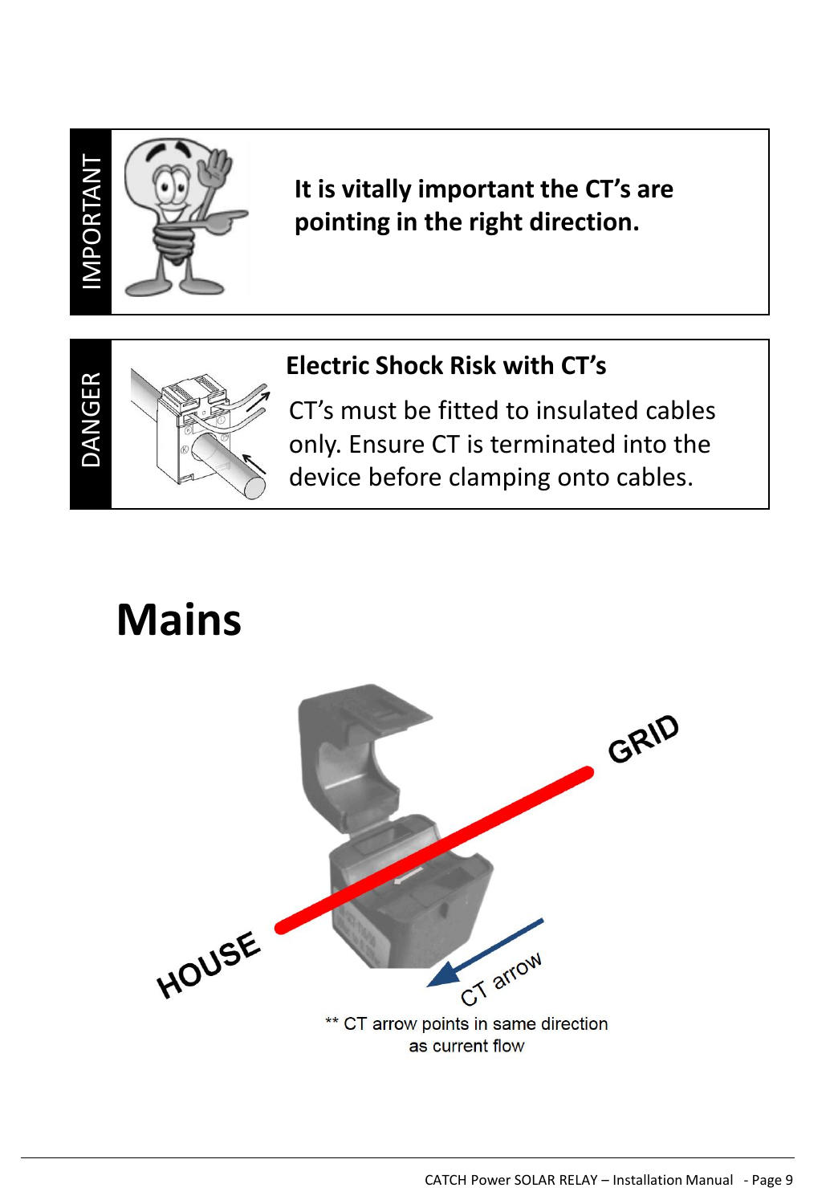**IMPORTANT**

**It is vitally important the CT's are pointing in the right direction.**

**DANGER**

**Electric Shock Risk with CT's**

CT's must be fitted to insulated cables only. Ensure CT is terminated into the device before clamping onto cables.

# Mains

GRID

HOUSE

CT arrow

** CT arrow points in same direction as current flow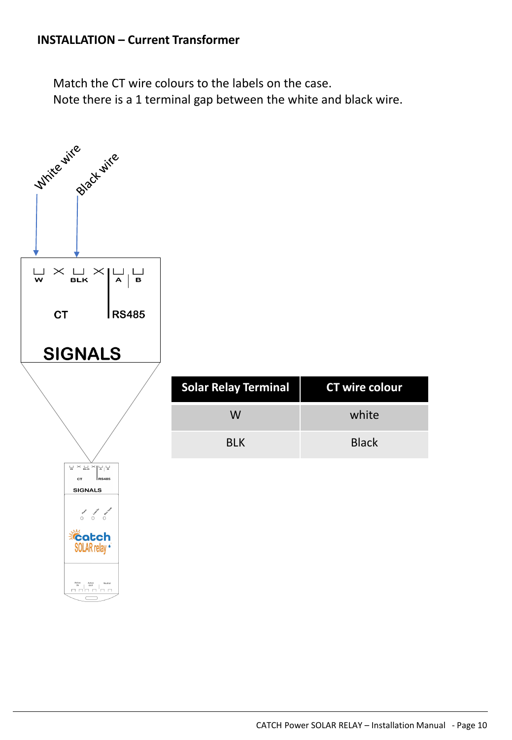## INSTALLATION – Current Transformer

Match the CT wire colours to the labels on the case.
Note there is a 1 terminal gap between the white and black wire.

| Solar Relay Terminal | CT wire colour |
|---|---|
| W | white |
| BLK | Black |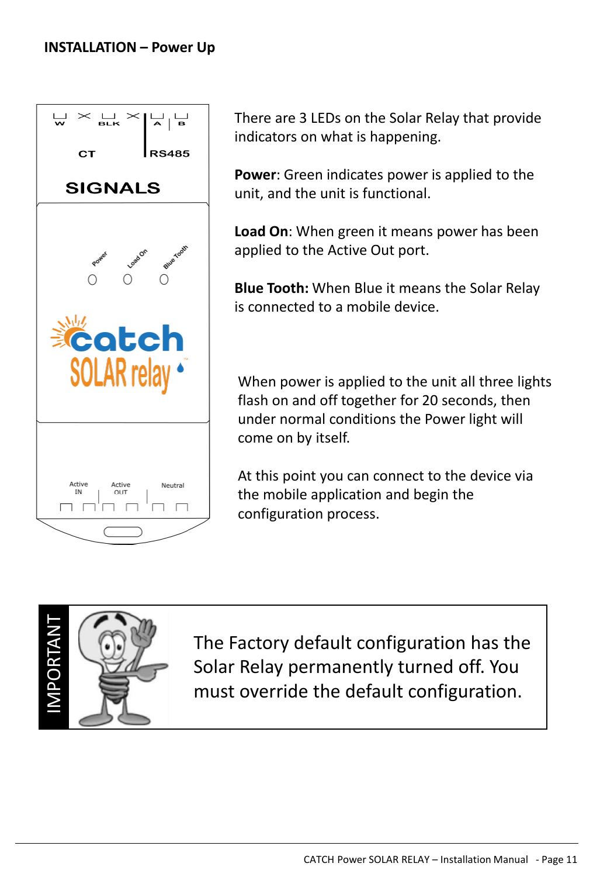## INSTALLATION – Power Up

There are 3 LEDs on the Solar Relay that provide indicators on what is happening.

**Power**: Green indicates power is applied to the unit, and the unit is functional.

**Load On**: When green it means power has been applied to the Active Out port.

**Blue Tooth:** When Blue it means the Solar Relay is connected to a mobile device.

When power is applied to the unit all three lights flash on and off together for 20 seconds, then under normal conditions the Power light will come on by itself.

At this point you can connect to the device via the mobile application and begin the configuration process.

IMPORTANT

The Factory default configuration has the Solar Relay permanently turned off. You must override the default configuration.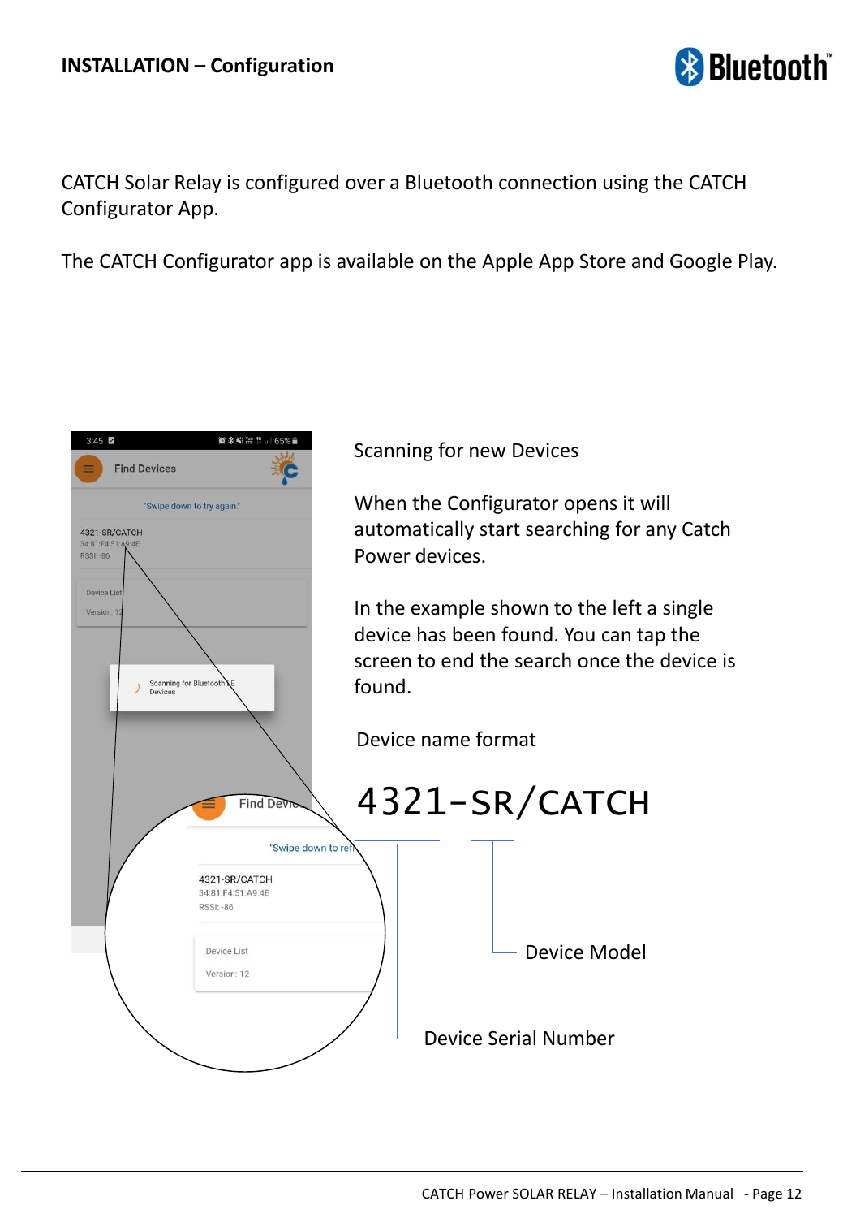## INSTALLATION – Configuration

CATCH Solar Relay is configured over a Bluetooth connection using the CATCH Configurator App.

The CATCH Configurator app is available on the Apple App Store and Google Play.

Scanning for new Devices

When the Configurator opens it will automatically start searching for any Catch Power devices.

In the example shown to the left a single device has been found. You can tap the screen to end the search once the device is found.

Device name format

# 4321-SR/CATCH

- 4321 – Device Serial Number
- SR – Device Model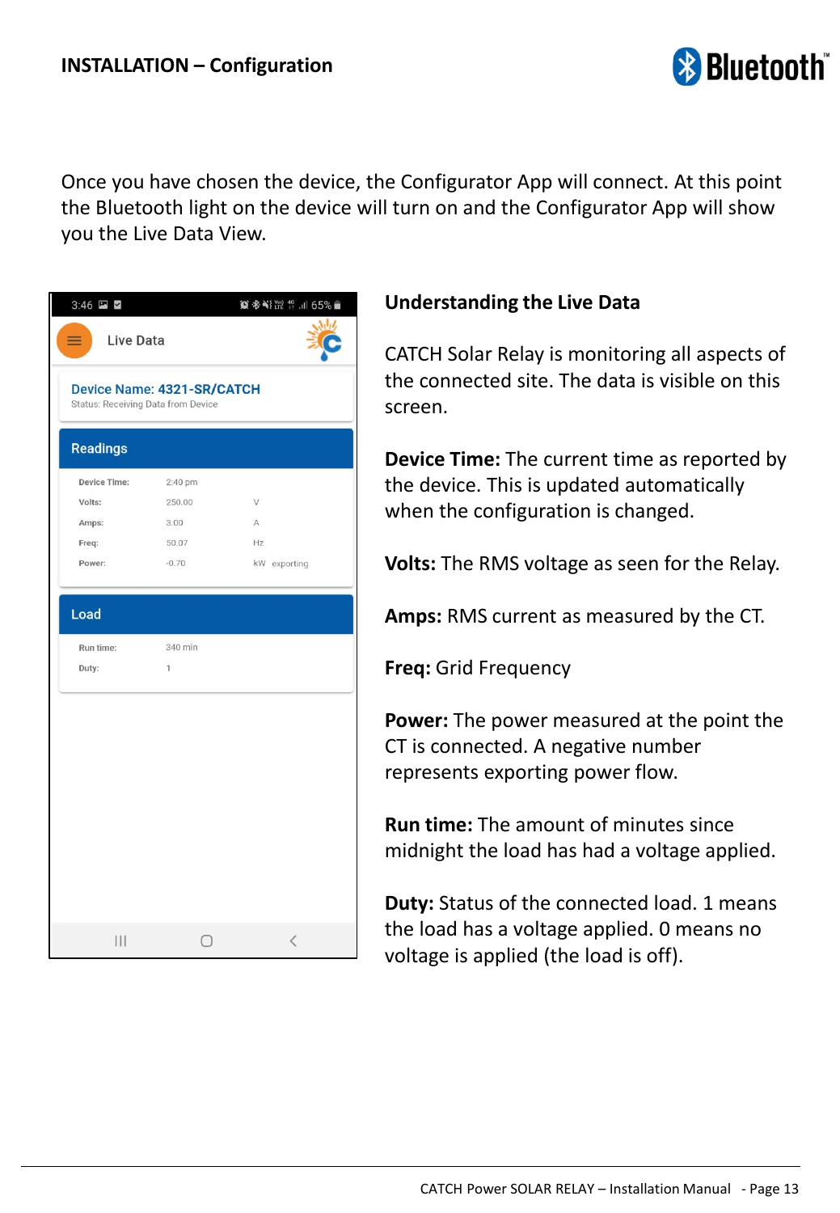## INSTALLATION – Configuration

Once you have chosen the device, the Configurator App will connect. At this point the Bluetooth light on the device will turn on and the Configurator App will show you the Live Data View.

Live Data

Device Name: 4321-SR/CATCH
Status: Receiving Data from Device

**Readings**

| | | | |
|---|---|---|---|
| Device Time: | 2:40 pm | | |
| Volts: | 250.00 | V | |
| Amps: | 3.00 | A | |
| Freq: | 50.07 | Hz | |
| Power: | -0.70 | kW | exporting |

**Load**

| | |
|---|---|
| Run time: | 340 min |
| Duty: | 1 |

### Understanding the Live Data

CATCH Solar Relay is monitoring all aspects of the connected site. The data is visible on this screen.

**Device Time:** The current time as reported by the device. This is updated automatically when the configuration is changed.

**Volts:** The RMS voltage as seen for the Relay.

**Amps:** RMS current as measured by the CT.

**Freq:** Grid Frequency

**Power:** The power measured at the point the CT is connected. A negative number represents exporting power flow.

**Run time:** The amount of minutes since midnight the load has had a voltage applied.

**Duty:** Status of the connected load. 1 means the load has a voltage applied. 0 means no voltage is applied (the load is off).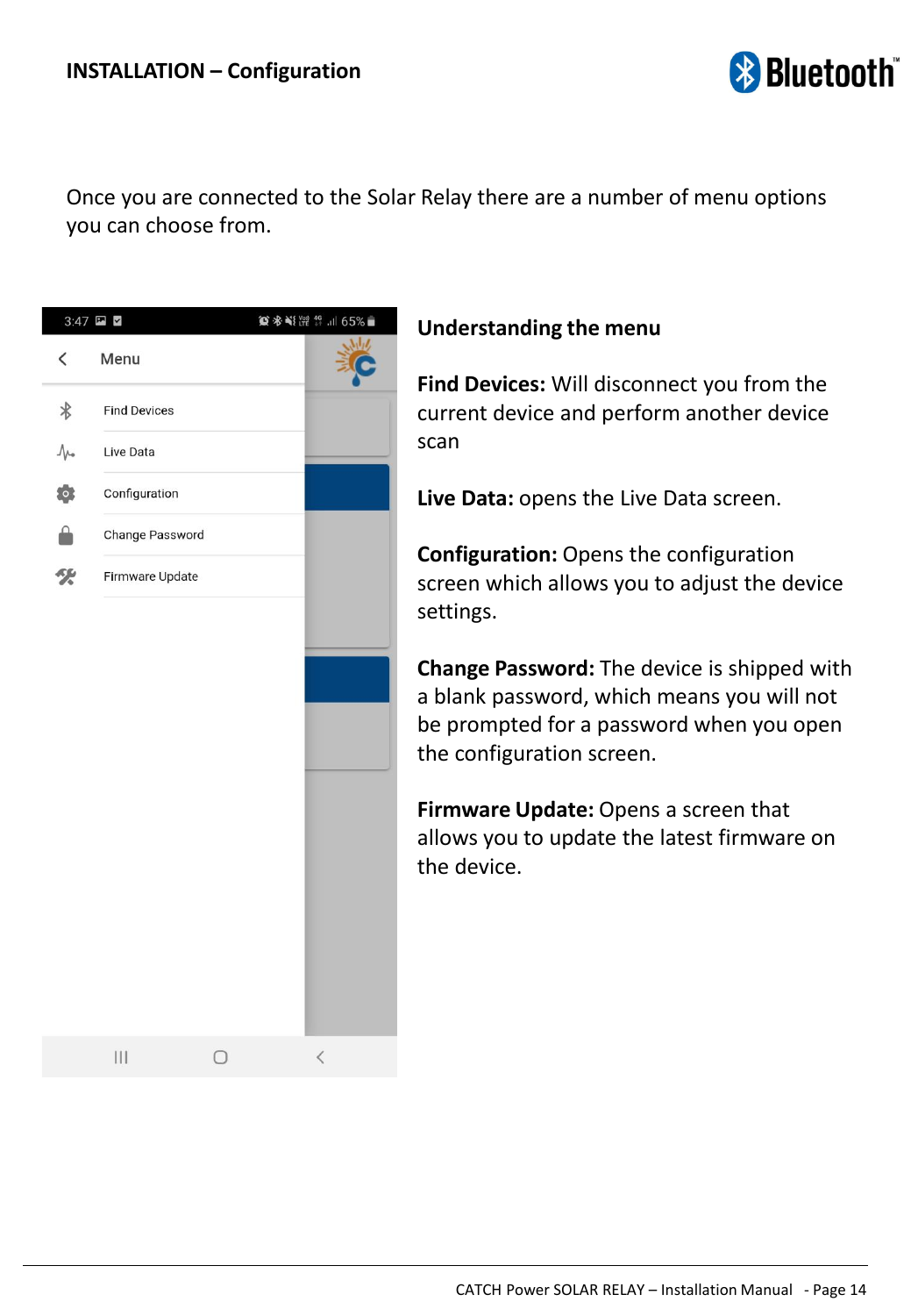## INSTALLATION – Configuration

Once you are connected to the Solar Relay there are a number of menu options you can choose from.

### Understanding the menu

**Find Devices:** Will disconnect you from the current device and perform another device scan

**Live Data:** opens the Live Data screen.

**Configuration:** Opens the configuration screen which allows you to adjust the device settings.

**Change Password:** The device is shipped with a blank password, which means you will not be prompted for a password when you open the configuration screen.

**Firmware Update:** Opens a screen that allows you to update the latest firmware on the device.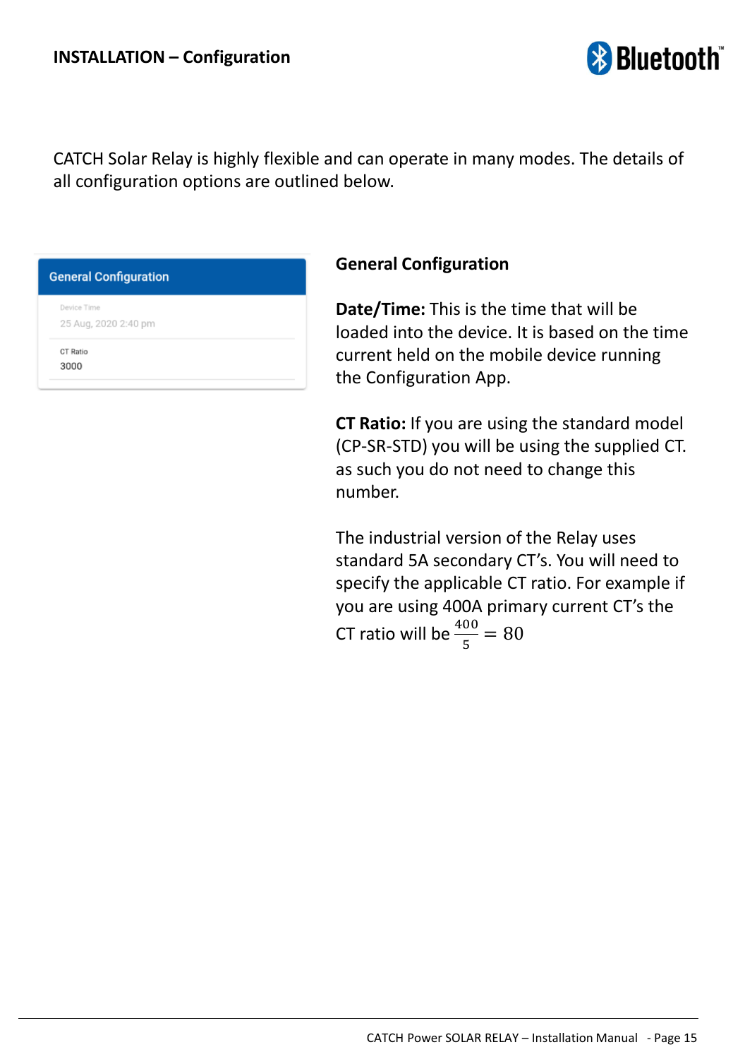## INSTALLATION – Configuration

CATCH Solar Relay is highly flexible and can operate in many modes. The details of all configuration options are outlined below.

General Configuration

Device Time
25 Aug, 2020 2:40 pm

CT Ratio
3000

### General Configuration

**Date/Time:** This is the time that will be loaded into the device. It is based on the time current held on the mobile device running the Configuration App.

**CT Ratio:** If you are using the standard model (CP-SR-STD) you will be using the supplied CT. as such you do not need to change this number.

The industrial version of the Relay uses standard 5A secondary CT's. You will need to specify the applicable CT ratio. For example if you are using 400A primary current CT's the CT ratio will be $\frac{400}{5} = 80$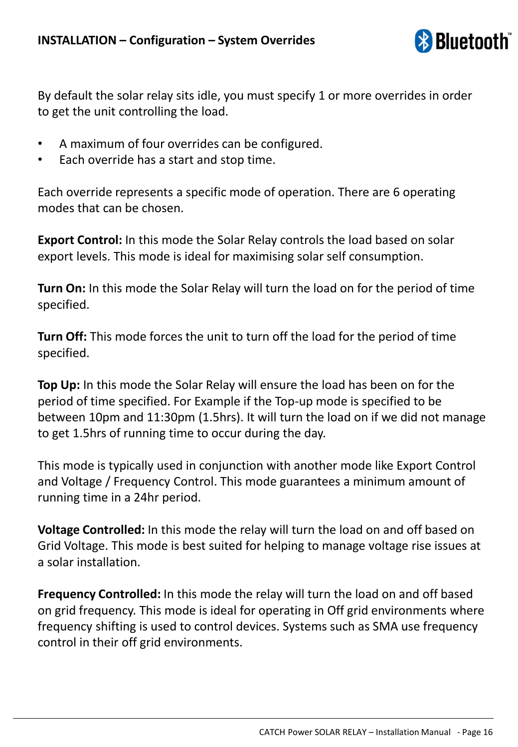## INSTALLATION – Configuration – System Overrides

By default the solar relay sits idle, you must specify 1 or more overrides in order to get the unit controlling the load.

- A maximum of four overrides can be configured.
- Each override has a start and stop time.

Each override represents a specific mode of operation. There are 6 operating modes that can be chosen.

**Export Control:** In this mode the Solar Relay controls the load based on solar export levels. This mode is ideal for maximising solar self consumption.

**Turn On:** In this mode the Solar Relay will turn the load on for the period of time specified.

**Turn Off:** This mode forces the unit to turn off the load for the period of time specified.

**Top Up:** In this mode the Solar Relay will ensure the load has been on for the period of time specified. For Example if the Top-up mode is specified to be between 10pm and 11:30pm (1.5hrs). It will turn the load on if we did not manage to get 1.5hrs of running time to occur during the day.

This mode is typically used in conjunction with another mode like Export Control and Voltage / Frequency Control. This mode guarantees a minimum amount of running time in a 24hr period.

**Voltage Controlled:** In this mode the relay will turn the load on and off based on Grid Voltage. This mode is best suited for helping to manage voltage rise issues at a solar installation.

**Frequency Controlled:** In this mode the relay will turn the load on and off based on grid frequency. This mode is ideal for operating in Off grid environments where frequency shifting is used to control devices. Systems such as SMA use frequency control in their off grid environments.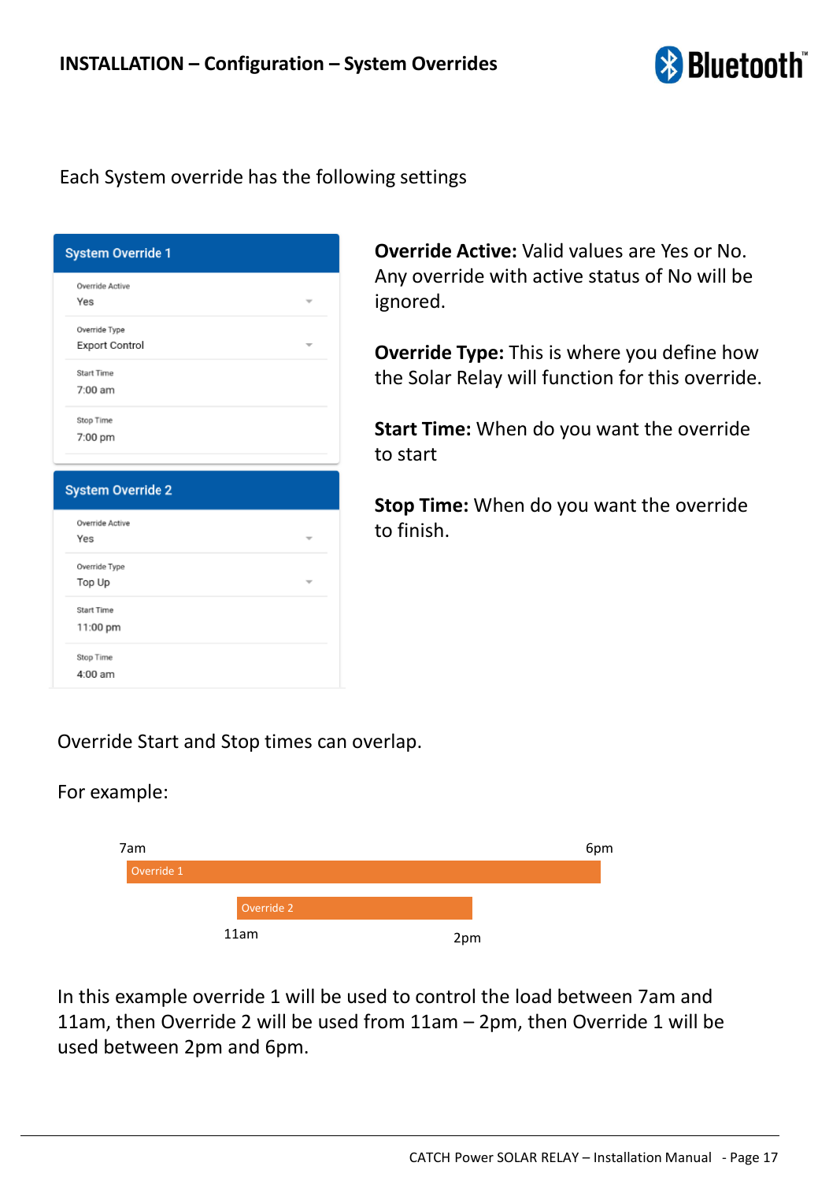## INSTALLATION – Configuration – System Overrides

Each System override has the following settings

**System Override 1**

Override Active
Yes

Override Type
Export Control

Start Time
7:00 am

Stop Time
7:00 pm

**System Override 2**

Override Active
Yes

Override Type
Top Up

Start Time
11:00 pm

Stop Time
4:00 am

**Override Active:** Valid values are Yes or No. Any override with active status of No will be ignored.

**Override Type:** This is where you define how the Solar Relay will function for this override.

**Start Time:** When do you want the override to start

**Stop Time:** When do you want the override to finish.

Override Start and Stop times can overlap.

For example:

7am — Override 1 — 6pm

11am — Override 2 — 2pm

In this example override 1 will be used to control the load between 7am and 11am, then Override 2 will be used from 11am – 2pm, then Override 1 will be used between 2pm and 6pm.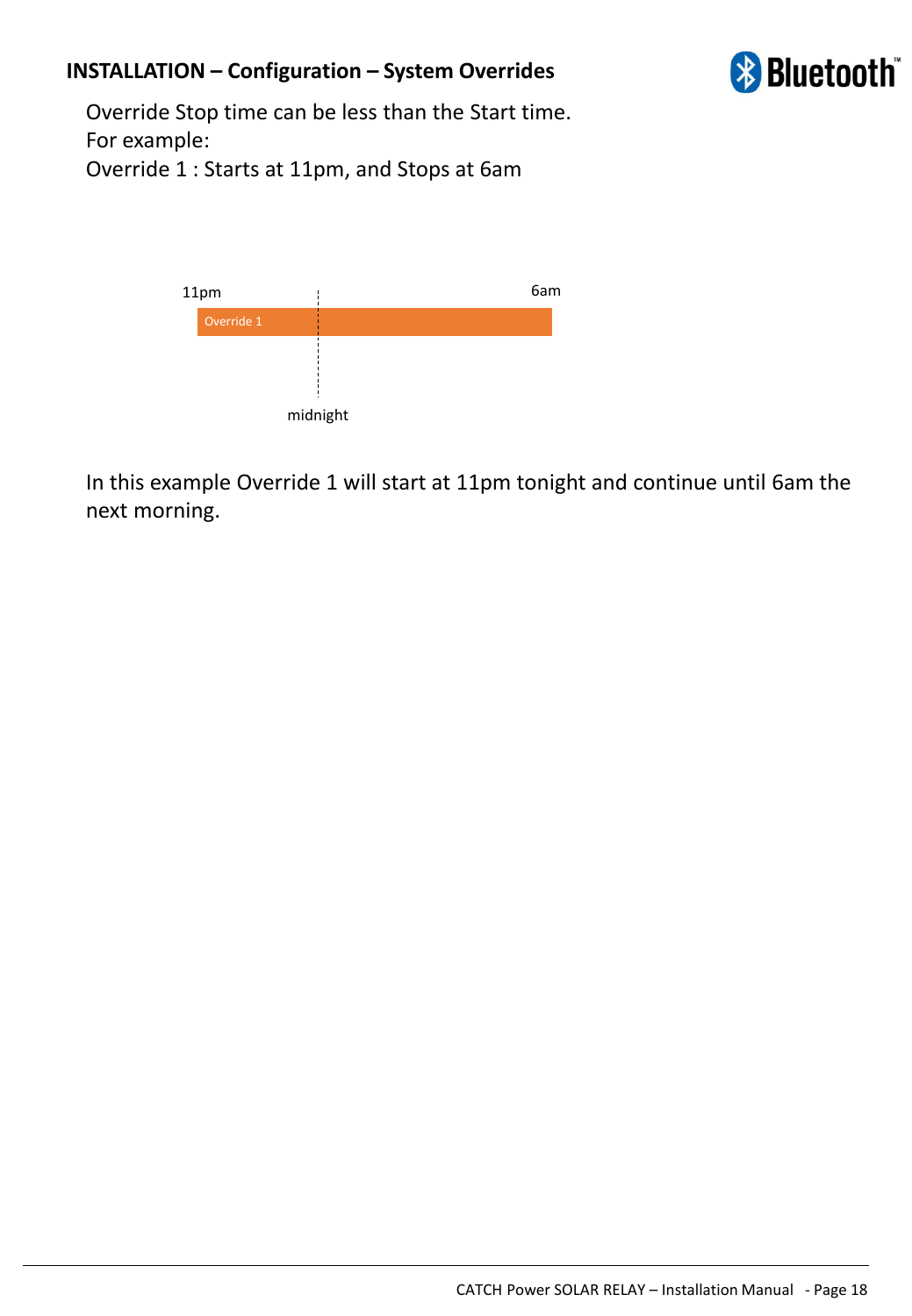## INSTALLATION – Configuration – System Overrides

Override Stop time can be less than the Start time.
For example:
Override 1 : Starts at 11pm, and Stops at 6am

11pm | Override 1 | 6am

midnight

In this example Override 1 will start at 11pm tonight and continue until 6am the next morning.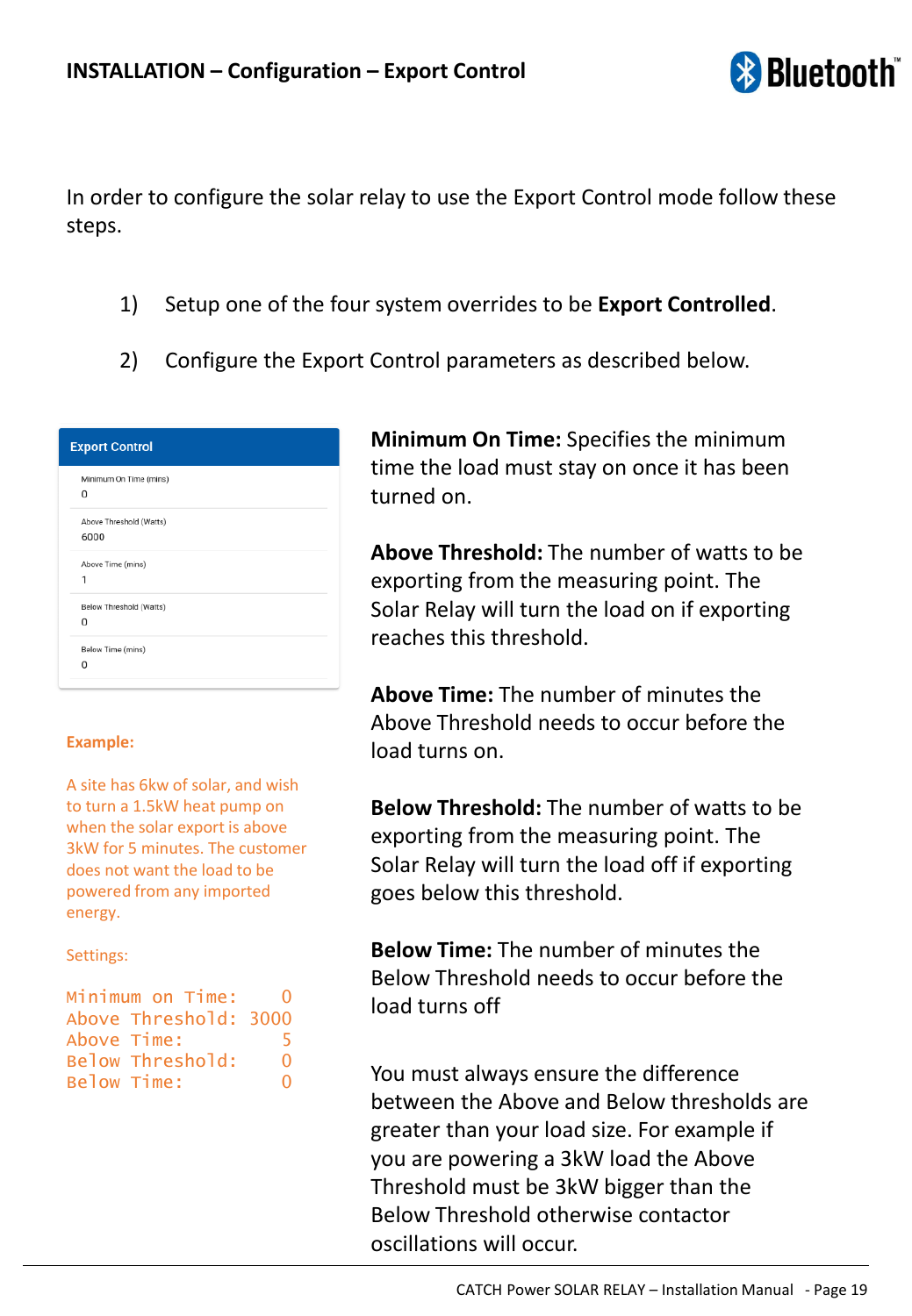# INSTALLATION – Configuration – Export Control

In order to configure the solar relay to use the Export Control mode follow these steps.

1) Setup one of the four system overrides to be **Export Controlled**.

2) Configure the Export Control parameters as described below.

| Export Control | |
|---|---|
| Minimum On Time (mins) | 0 |
| Above Threshold (Watts) | 6000 |
| Above Time (mins) | 1 |
| Below Threshold (Watts) | 0 |
| Below Time (mins) | 0 |

**Minimum On Time:** Specifies the minimum time the load must stay on once it has been turned on.

**Above Threshold:** The number of watts to be exporting from the measuring point. The Solar Relay will turn the load on if exporting reaches this threshold.

**Above Time:** The number of minutes the Above Threshold needs to occur before the load turns on.

**Below Threshold:** The number of watts to be exporting from the measuring point. The Solar Relay will turn the load off if exporting goes below this threshold.

**Below Time:** The number of minutes the Below Threshold needs to occur before the load turns off

You must always ensure the difference between the Above and Below thresholds are greater than your load size. For example if you are powering a 3kW load the Above Threshold must be 3kW bigger than the Below Threshold otherwise contactor oscillations will occur.

**Example:**

A site has 6kw of solar, and wish to turn a 1.5kW heat pump on when the solar export is above 3kW for 5 minutes. The customer does not want the load to be powered from any imported energy.

Settings:

```
Minimum on Time:     0
Above Threshold:  3000
Above Time:          5
Below Threshold:     0
Below Time:          0
```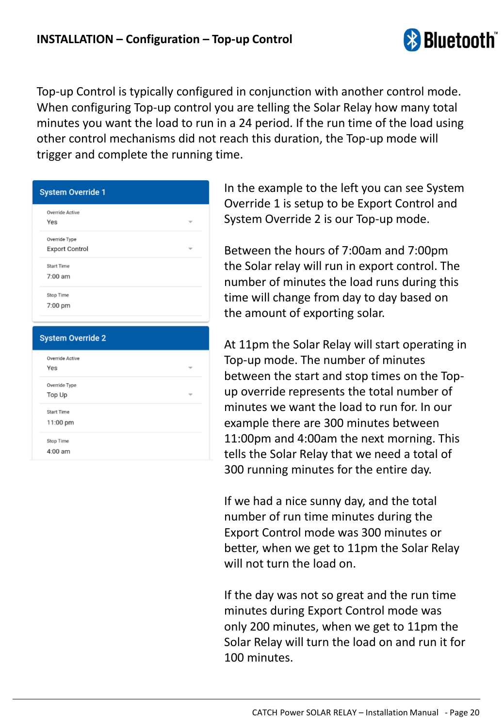## INSTALLATION – Configuration – Top-up Control

Top-up Control is typically configured in conjunction with another control mode. When configuring Top-up control you are telling the Solar Relay how many total minutes you want the load to run in a 24 period. If the run time of the load using other control mechanisms did not reach this duration, the Top-up mode will trigger and complete the running time.

**System Override 1**

| Setting | Value |
|---|---|
| Override Active | Yes |
| Override Type | Export Control |
| Start Time | 7:00 am |
| Stop Time | 7:00 pm |

**System Override 2**

| Setting | Value |
|---|---|
| Override Active | Yes |
| Override Type | Top Up |
| Start Time | 11:00 pm |
| Stop Time | 4:00 am |

In the example to the left you can see System Override 1 is setup to be Export Control and System Override 2 is our Top-up mode.

Between the hours of 7:00am and 7:00pm the Solar relay will run in export control. The number of minutes the load runs during this time will change from day to day based on the amount of exporting solar.

At 11pm the Solar Relay will start operating in Top-up mode. The number of minutes between the start and stop times on the Top-up override represents the total number of minutes we want the load to run for. In our example there are 300 minutes between 11:00pm and 4:00am the next morning. This tells the Solar Relay that we need a total of 300 running minutes for the entire day.

If we had a nice sunny day, and the total number of run time minutes during the Export Control mode was 300 minutes or better, when we get to 11pm the Solar Relay will not turn the load on.

If the day was not so great and the run time minutes during Export Control mode was only 200 minutes, when we get to 11pm the Solar Relay will turn the load on and run it for 100 minutes.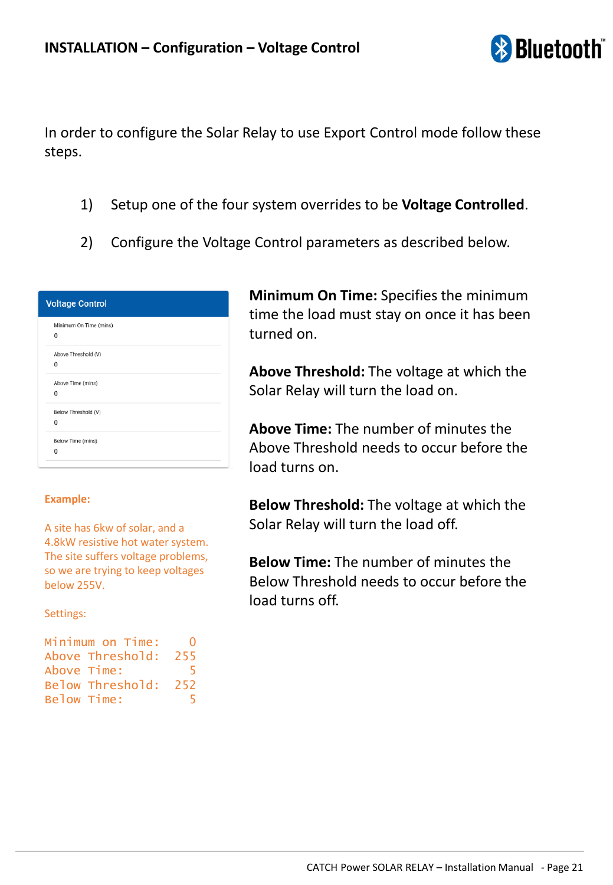## INSTALLATION – Configuration – Voltage Control

In order to configure the Solar Relay to use Export Control mode follow these steps.

1) Setup one of the four system overrides to be **Voltage Controlled**.

2) Configure the Voltage Control parameters as described below.

**Voltage Control**

| Field | Value |
|---|---|
| Minimum On Time (mins) | 0 |
| Above Threshold (V) | 0 |
| Above Time (mins) | 0 |
| Below Threshold (V) | 0 |
| Below Time (mins) | 0 |

**Minimum On Time:** Specifies the minimum time the load must stay on once it has been turned on.

**Above Threshold:** The voltage at which the Solar Relay will turn the load on.

**Above Time:** The number of minutes the Above Threshold needs to occur before the load turns on.

**Below Threshold:** The voltage at which the Solar Relay will turn the load off.

**Below Time:** The number of minutes the Below Threshold needs to occur before the load turns off.

**Example:**

A site has 6kw of solar, and a 4.8kW resistive hot water system. The site suffers voltage problems, so we are trying to keep voltages below 255V.

Settings:

```
Minimum on Time:    0
Above Threshold:  255
Above Time:         5
Below Threshold:  252
Below Time:         5
```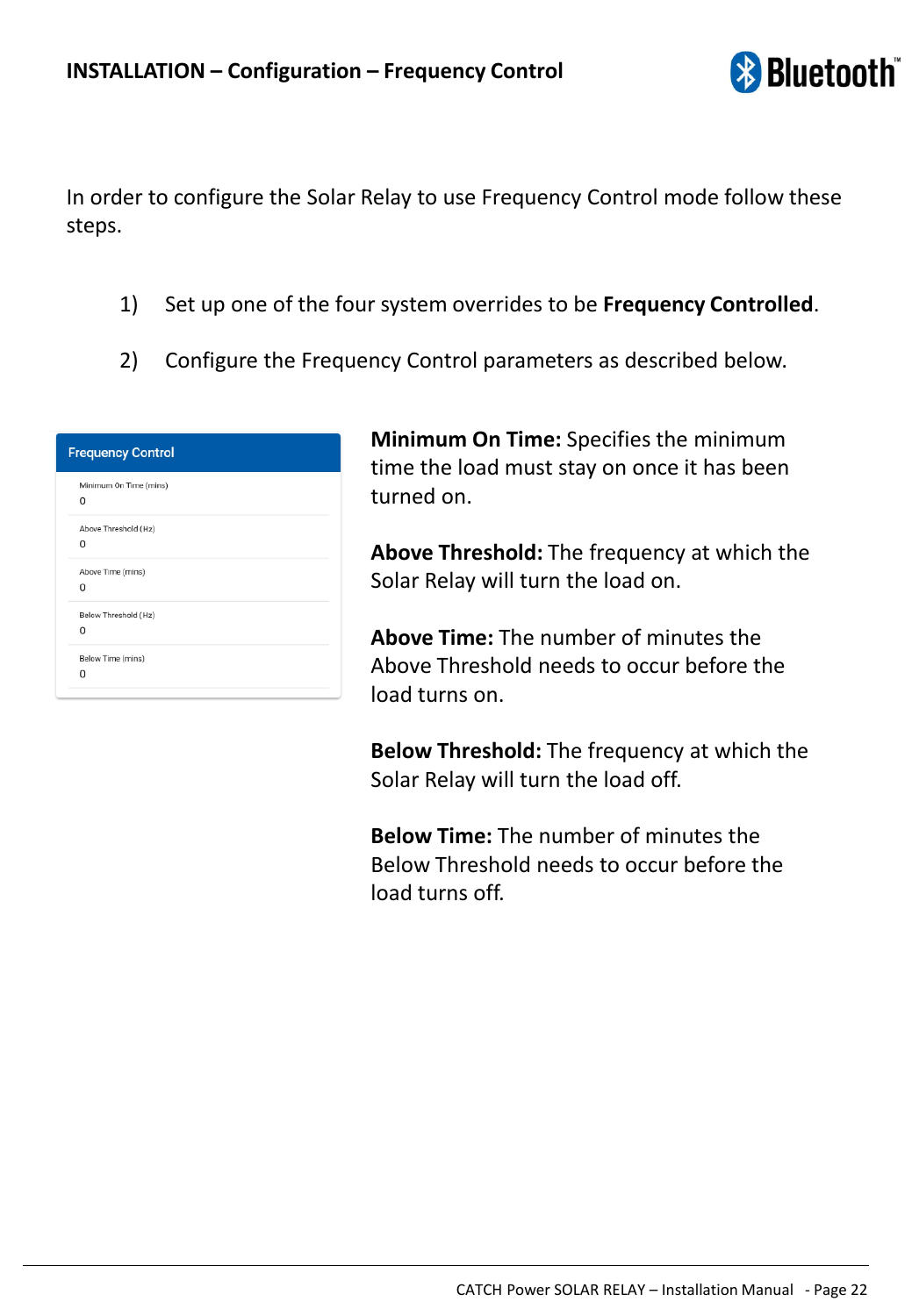## INSTALLATION – Configuration – Frequency Control

In order to configure the Solar Relay to use Frequency Control mode follow these steps.

1) Set up one of the four system overrides to be **Frequency Controlled**.

2) Configure the Frequency Control parameters as described below.

**Frequency Control**

| Field | Value |
|---|---|
| Minimum On Time (mins) | 0 |
| Above Threshold (Hz) | 0 |
| Above Time (mins) | 0 |
| Below Threshold (Hz) | 0 |
| Below Time (mins) | 0 |

**Minimum On Time:** Specifies the minimum time the load must stay on once it has been turned on.

**Above Threshold:** The frequency at which the Solar Relay will turn the load on.

**Above Time:** The number of minutes the Above Threshold needs to occur before the load turns on.

**Below Threshold:** The frequency at which the Solar Relay will turn the load off.

**Below Time:** The number of minutes the Below Threshold needs to occur before the load turns off.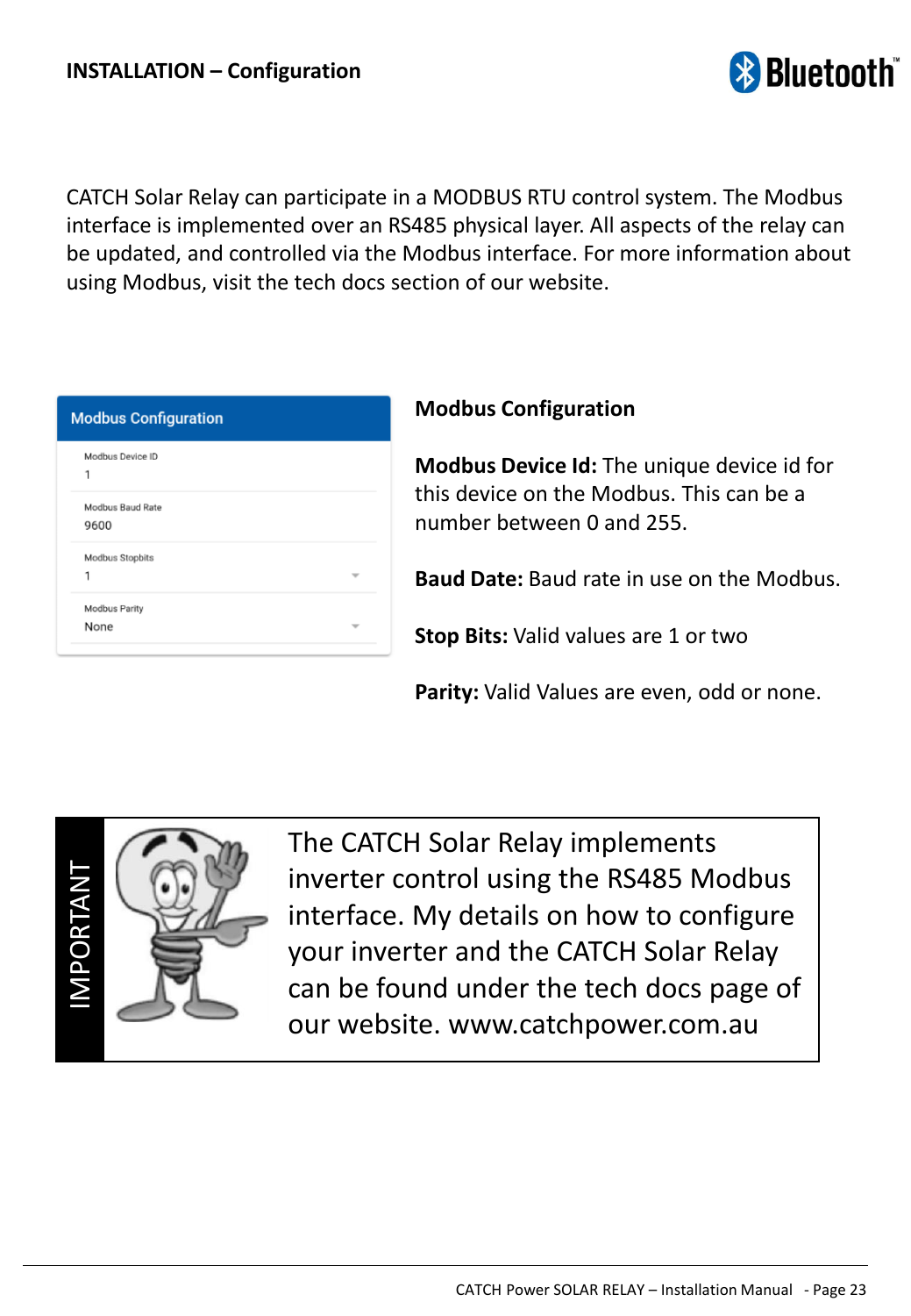## INSTALLATION – Configuration

CATCH Solar Relay can participate in a MODBUS RTU control system. The Modbus interface is implemented over an RS485 physical layer. All aspects of the relay can be updated, and controlled via the Modbus interface. For more information about using Modbus, visit the tech docs section of our website.

**Modbus Configuration**

| Field | Value |
|---|---|
| Modbus Device ID | 1 |
| Modbus Baud Rate | 9600 |
| Modbus Stopbits | 1 |
| Modbus Parity | None |

### Modbus Configuration

**Modbus Device Id:** The unique device id for this device on the Modbus. This can be a number between 0 and 255.

**Baud Date:** Baud rate in use on the Modbus.

**Stop Bits:** Valid values are 1 or two

**Parity:** Valid Values are even, odd or none.

**IMPORTANT**

The CATCH Solar Relay implements inverter control using the RS485 Modbus interface. My details on how to configure your inverter and the CATCH Solar Relay can be found under the tech docs page of our website. www.catchpower.com.au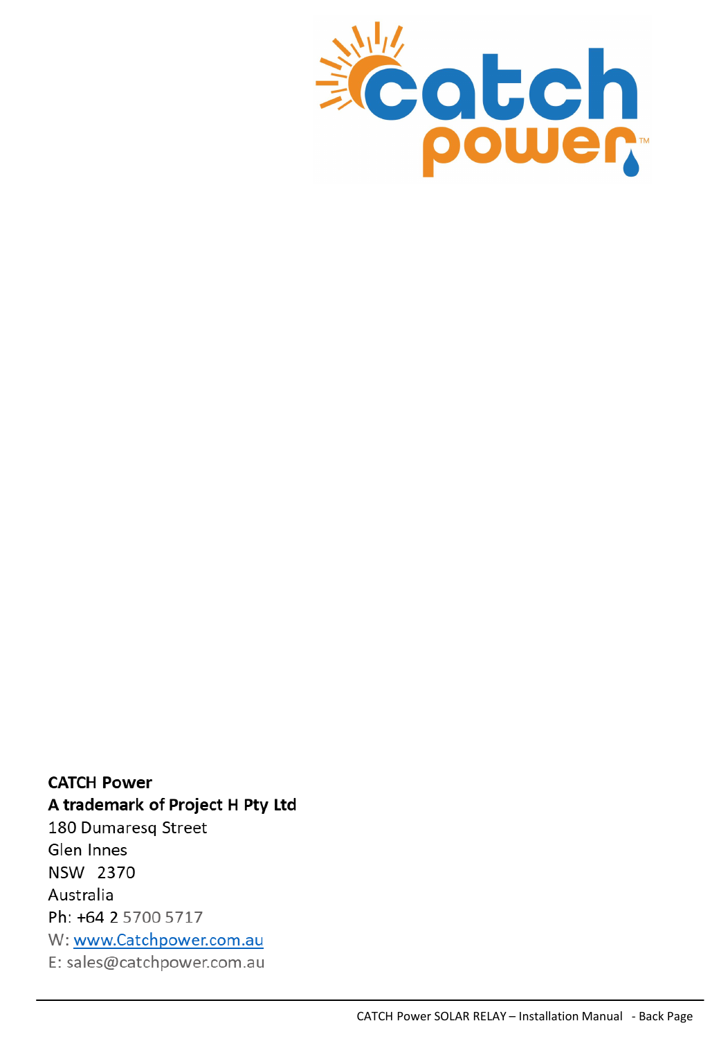**CATCH Power**
**A trademark of Project H Pty Ltd**
180 Dumaresq Street
Glen Innes
NSW 2370
Australia
Ph: +64 2 5700 5717
W: [www.Catchpower.com.au](http://www.Catchpower.com.au)
E: sales@catchpower.com.au